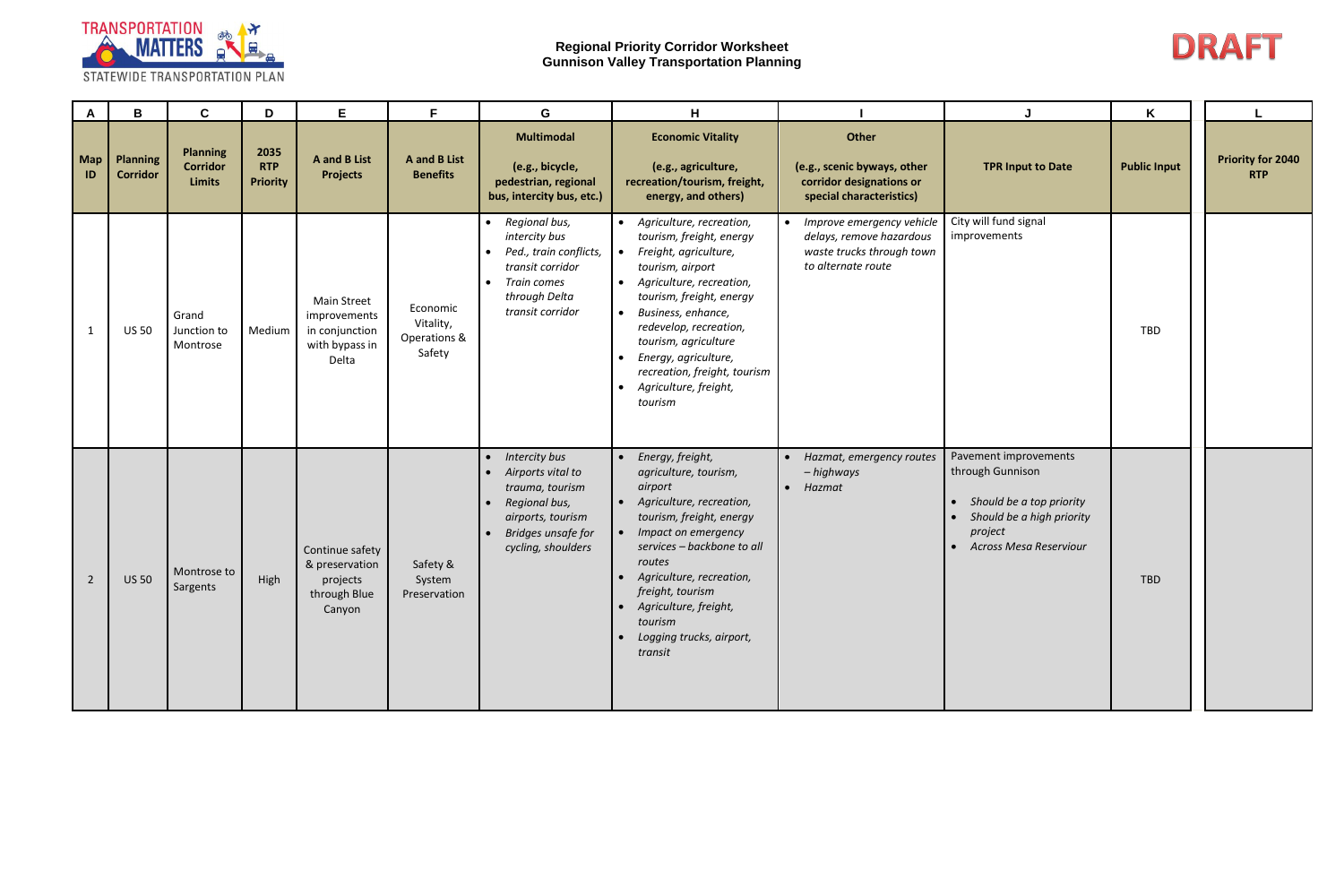# Regional Priority Corridor Worksheet
## Gunnison Valley Transportation Planning

DRAFT

| A | B | C | D | E | F | G | H | I | J | K | L |
|---|---|---|---|---|---|---|---|---|---|---|---|
| **Map ID** | **Planning Corridor** | **Planning Corridor Limits** | **2035 RTP Priority** | **A and B List Projects** | **A and B List Benefits** | **Multimodal** (e.g., bicycle, pedestrian, regional bus, intercity bus, etc.) | **Economic Vitality** (e.g., agriculture, recreation/tourism, freight, energy, and others) | **Other** (e.g., scenic byways, other corridor designations or special characteristics) | **TPR Input to Date** | **Public Input** | **Priority for 2040 RTP** |
| 1 | US 50 | Grand Junction to Montrose | Medium | Main Street improvements in conjunction with bypass in Delta | Economic Vitality, Operations & Safety | • *Regional bus, intercity bus*<br>• *Ped., train conflicts, transit corridor*<br>• *Train comes through Delta transit corridor* | • *Agriculture, recreation, tourism, freight, energy*<br>• *Freight, agriculture, tourism, airport*<br>• *Agriculture, recreation, tourism, freight, energy*<br>• *Business, enhance, redevelop, recreation, tourism, agriculture*<br>• *Energy, agriculture, recreation, freight, tourism*<br>• *Agriculture, freight, tourism* | • *Improve emergency vehicle delays, remove hazardous waste trucks through town to alternate route* | City will fund signal improvements | TBD | |
| 2 | US 50 | Montrose to Sargents | High | Continue safety & preservation projects through Blue Canyon | Safety & System Preservation | • *Intercity bus*<br>• *Airports vital to trauma, tourism*<br>• *Regional bus, airports, tourism*<br>• *Bridges unsafe for cycling, shoulders* | • *Energy, freight, agriculture, tourism, airport*<br>• *Agriculture, recreation, tourism, freight, energy*<br>• *Impact on emergency services – backbone to all routes*<br>• *Agriculture, recreation, freight, tourism*<br>• *Agriculture, freight, tourism*<br>• *Logging trucks, airport, transit* | • *Hazmat, emergency routes – highways*<br>• *Hazmat* | Pavement improvements through Gunnison<br>• *Should be a top priority*<br>• *Should be a high priority project*<br>• *Across Mesa Reservior* | TBD | |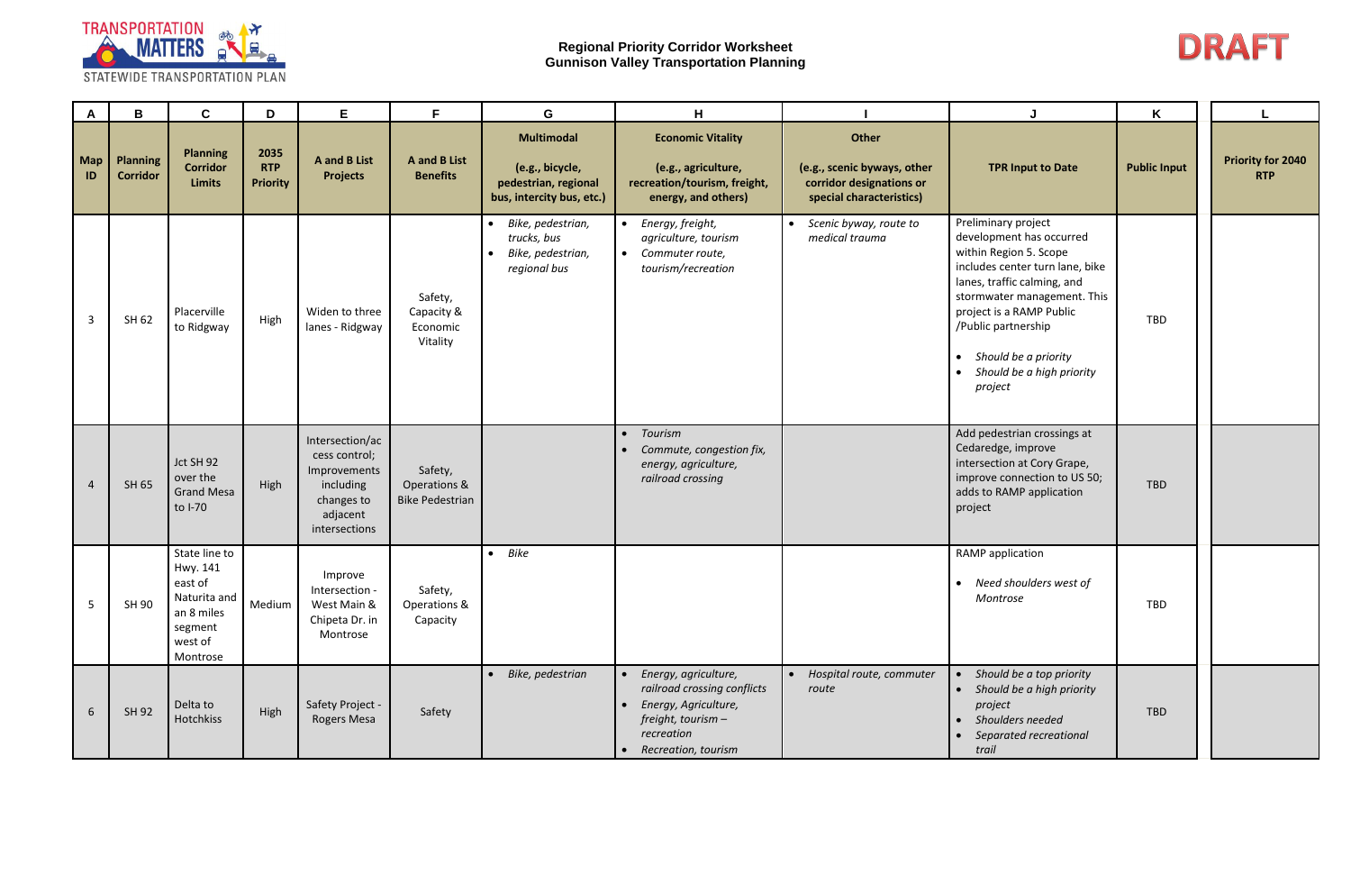**Regional Priority Corridor Worksheet**
**Gunnison Valley Transportation Planning**

**DRAFT**

| A | B | C | D | E | F | G | H | I | J | K | L |
|---|---|---|---|---|---|---|---|---|---|---|---|
| **Map ID** | **Planning Corridor** | **Planning Corridor Limits** | **2035 RTP Priority** | **A and B List Projects** | **A and B List Benefits** | **Multimodal** (e.g., bicycle, pedestrian, regional bus, intercity bus, etc.) | **Economic Vitality** (e.g., agriculture, recreation/tourism, freight, energy, and others) | **Other** (e.g., scenic byways, other corridor designations or special characteristics) | **TPR Input to Date** | **Public Input** | **Priority for 2040 RTP** |
| 3 | SH 62 | Placerville to Ridgway | High | Widen to three lanes - Ridgway | Safety, Capacity & Economic Vitality | • *Bike, pedestrian, trucks, bus*<br>• *Bike, pedestrian, regional bus* | • *Energy, freight, agriculture, tourism*<br>• *Commuter route, tourism/recreation* | • *Scenic byway, route to medical trauma* | Preliminary project development has occurred within Region 5. Scope includes center turn lane, bike lanes, traffic calming, and stormwater management. This project is a RAMP Public /Public partnership<br>• *Should be a priority*<br>• *Should be a high priority project* | TBD | |
| 4 | SH 65 | Jct SH 92 over the Grand Mesa to I-70 | High | Intersection/access control; Improvements including changes to adjacent intersections | Safety, Operations & Bike Pedestrian | | • *Tourism*<br>• *Commute, congestion fix, energy, agriculture, railroad crossing* | | Add pedestrian crossings at Cedaredge, improve intersection at Cory Grape, improve connection to US 50; adds to RAMP application project | TBD | |
| 5 | SH 90 | State line to Hwy. 141 east of Naturita and an 8 miles segment west of Montrose | Medium | Improve Intersection - West Main & Chipeta Dr. in Montrose | Safety, Operations & Capacity | • *Bike* | | | RAMP application<br>• *Need shoulders west of Montrose* | TBD | |
| 6 | SH 92 | Delta to Hotchkiss | High | Safety Project - Rogers Mesa | Safety | • *Bike, pedestrian* | • *Energy, agriculture, railroad crossing conflicts*<br>• *Energy, Agriculture, freight, tourism – recreation*<br>• *Recreation, tourism* | • *Hospital route, commuter route* | • *Should be a top priority*<br>• *Should be a high priority project*<br>• *Shoulders needed*<br>• *Separated recreational trail* | TBD | |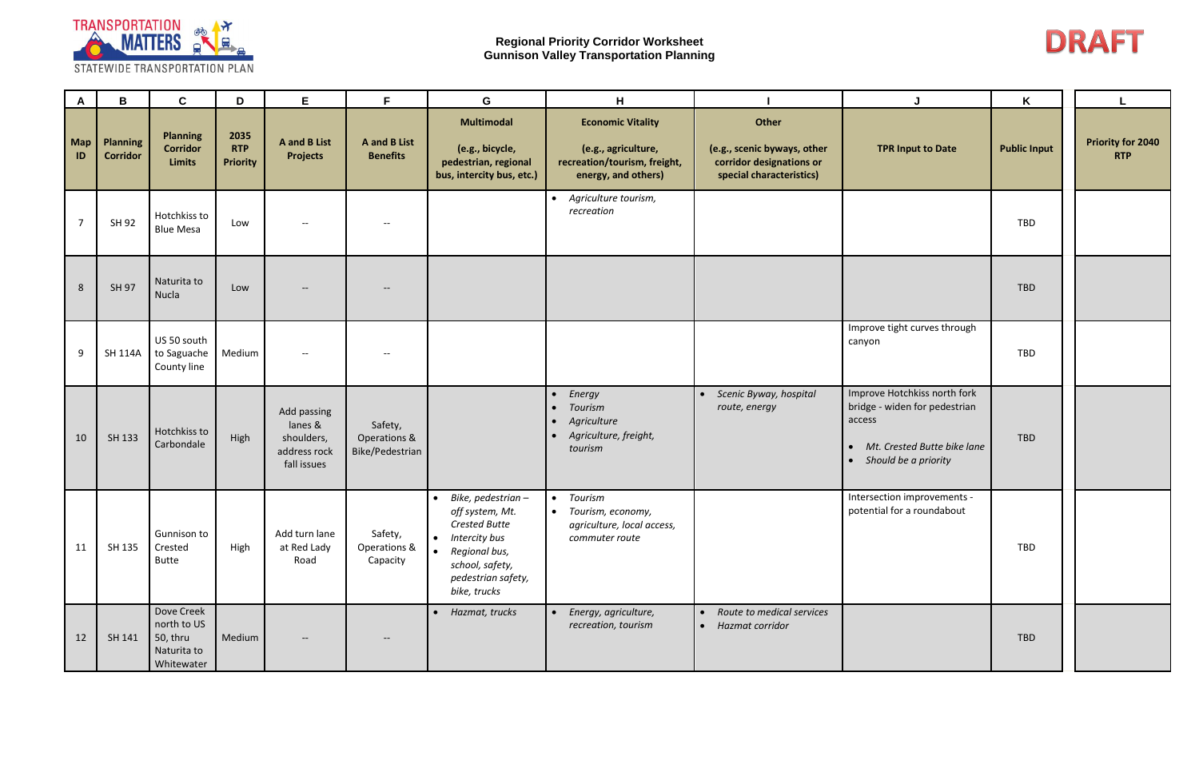**Regional Priority Corridor Worksheet**
**Gunnison Valley Transportation Planning**

DRAFT

| A | B | C | D | E | F | G | H | I | J | K | L |
|---|---|---|---|---|---|---|---|---|---|---|---|
| **Map ID** | **Planning Corridor** | **Planning Corridor Limits** | **2035 RTP Priority** | **A and B List Projects** | **A and B List Benefits** | **Multimodal** (e.g., bicycle, pedestrian, regional bus, intercity bus, etc.) | **Economic Vitality** (e.g., agriculture, recreation/tourism, freight, energy, and others) | **Other** (e.g., scenic byways, other corridor designations or special characteristics) | **TPR Input to Date** | **Public Input** | **Priority for 2040 RTP** |
| 7 | SH 92 | Hotchkiss to Blue Mesa | Low | -- | -- | | • *Agriculture tourism, recreation* | | | TBD | |
| 8 | SH 97 | Naturita to Nucla | Low | -- | -- | | | | | TBD | |
| 9 | SH 114A | US 50 south to Saguache County line | Medium | -- | -- | | | | Improve tight curves through canyon | TBD | |
| 10 | SH 133 | Hotchkiss to Carbondale | High | Add passing lanes & shoulders, address rock fall issues | Safety, Operations & Bike/Pedestrian | | • *Energy* • *Tourism* • *Agriculture* • *Agriculture, freight, tourism* | • *Scenic Byway, hospital route, energy* | Improve Hotchkiss north fork bridge - widen for pedestrian access • *Mt. Crested Butte bike lane* • *Should be a priority* | TBD | |
| 11 | SH 135 | Gunnison to Crested Butte | High | Add turn lane at Red Lady Road | Safety, Operations & Capacity | • *Bike, pedestrian – off system, Mt. Crested Butte* • *Intercity bus* • *Regional bus, school, safety, pedestrian safety, bike, trucks* | • *Tourism* • *Tourism, economy, agriculture, local access, commuter route* | | Intersection improvements - potential for a roundabout | TBD | |
| 12 | SH 141 | Dove Creek north to US 50, thru Naturita to Whitewater | Medium | -- | -- | • *Hazmat, trucks* | • *Energy, agriculture, recreation, tourism* | • *Route to medical services* • *Hazmat corridor* | | TBD | |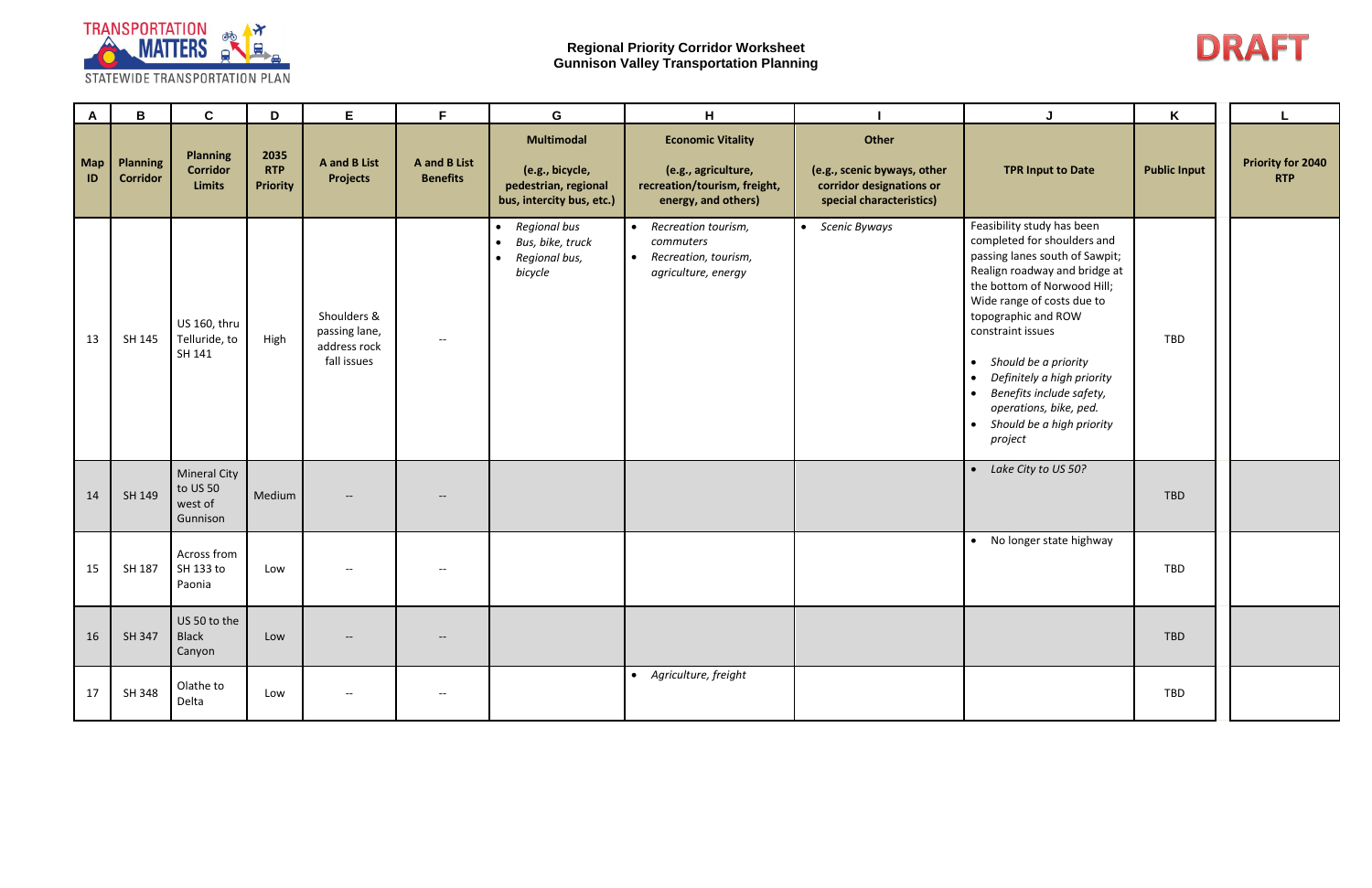**Regional Priority Corridor Worksheet**
**Gunnison Valley Transportation Planning**

**DRAFT**

| A | B | C | D | E | F | G | H | I | J | K | L |
|---|---|---|---|---|---|---|---|---|---|---|---|
| **Map ID** | **Planning Corridor** | **Planning Corridor Limits** | **2035 RTP Priority** | **A and B List Projects** | **A and B List Benefits** | **Multimodal** (e.g., bicycle, pedestrian, regional bus, intercity bus, etc.) | **Economic Vitality** (e.g., agriculture, recreation/tourism, freight, energy, and others) | **Other** (e.g., scenic byways, other corridor designations or special characteristics) | **TPR Input to Date** | **Public Input** | **Priority for 2040 RTP** |
| 13 | SH 145 | US 160, thru Telluride, to SH 141 | High | Shoulders & passing lane, address rock fall issues | -- | • *Regional bus*<br>• *Bus, bike, truck*<br>• *Regional bus, bicycle* | • *Recreation tourism, commuters*<br>• *Recreation, tourism, agriculture, energy* | • *Scenic Byways* | Feasibility study has been completed for shoulders and passing lanes south of Sawpit; Realign roadway and bridge at the bottom of Norwood Hill; Wide range of costs due to topographic and ROW constraint issues<br>• *Should be a priority*<br>• *Definitely a high priority*<br>• *Benefits include safety, operations, bike, ped.*<br>• *Should be a high priority project* | TBD | |
| 14 | SH 149 | Mineral City to US 50 west of Gunnison | Medium | -- | -- | | | | • *Lake City to US 50?* | TBD | |
| 15 | SH 187 | Across from SH 133 to Paonia | Low | -- | -- | | | | • No longer state highway | TBD | |
| 16 | SH 347 | US 50 to the Black Canyon | Low | -- | -- | | | | | TBD | |
| 17 | SH 348 | Olathe to Delta | Low | -- | -- | | • *Agriculture, freight* | | | TBD | |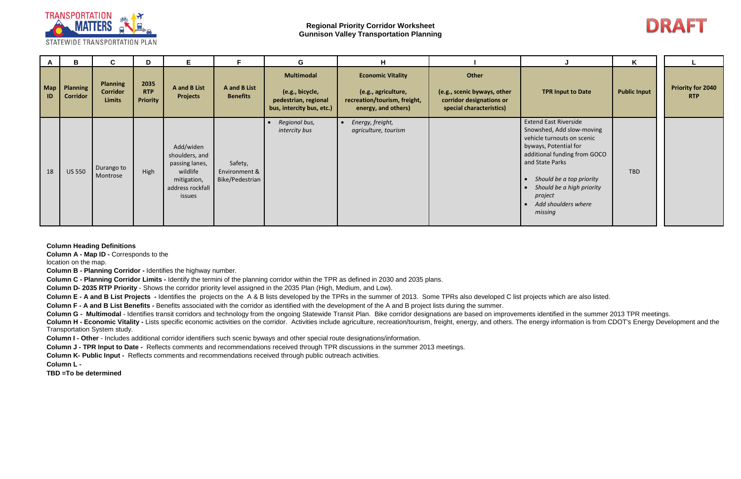**Regional Priority Corridor Worksheet**
**Gunnison Valley Transportation Planning**

DRAFT

| A | B | C | D | E | F | G | H | I | J | K | L |
|---|---|---|---|---|---|---|---|---|---|---|---|
| **Map ID** | **Planning Corridor** | **Planning Corridor Limits** | **2035 RTP Priority** | **A and B List Projects** | **A and B List Benefits** | **Multimodal** (e.g., bicycle, pedestrian, regional bus, intercity bus, etc.) | **Economic Vitality** (e.g., agriculture, recreation/tourism, freight, energy, and others) | **Other** (e.g., scenic byways, other corridor designations or special characteristics) | **TPR Input to Date** | **Public Input** | **Priority for 2040 RTP** |
| 18 | US 550 | Durango to Montrose | High | Add/widen shoulders, and passing lanes, wildlife mitigation, address rockfall issues | Safety, Environment & Bike/Pedestrian | • *Regional bus, intercity bus* | • *Energy, freight, agriculture, tourism* | | Extend East Riverside Snowshed, Add slow-moving vehicle turnouts on scenic byways, Potential for additional funding from GOCO and State Parks<br><br>• *Should be a top priority*<br>• *Should be a high priority project*<br>• *Add shoulders where missing* | TBD | |

**Column Heading Definitions**

**Column A - Map ID -** Corresponds to the location on the map.

**Column B - Planning Corridor -** Identifies the highway number.

**Column C - Planning Corridor Limits -** Identify the termini of the planning corridor within the TPR as defined in 2030 and 2035 plans.

**Column D- 2035 RTP Priority** - Shows the corridor priority level assigned in the 2035 Plan (High, Medium, and Low).

**Column E - A and B List Projects -** Identifies the projects on the A & B lists developed by the TPRs in the summer of 2013. Some TPRs also developed C list projects which are also listed.

**Column F - A and B List Benefits -** Benefits associated with the corridor as identified with the development of the A and B project lists during the summer.

**Column G - Multimodal** - Identifies transit corridors and technology from the ongoing Statewide Transit Plan. Bike corridor designations are based on improvements identified in the summer 2013 TPR meetings.

**Column H - Economic Vitality -** Lists specific economic activities on the corridor. Activities include agriculture, recreation/tourism, freight, energy, and others. The energy information is from CDOT's Energy Development and the Transportation System study.

**Column I - Other** - Includes additional corridor identifiers such scenic byways and other special route designations/information.

**Column J - TPR Input to Date -** Reflects comments and recommendations received through TPR discussions in the summer 2013 meetings.

**Column K- Public Input -** Reflects comments and recommendations received through public outreach activities.

**Column L -**

**TBD =To be determined**